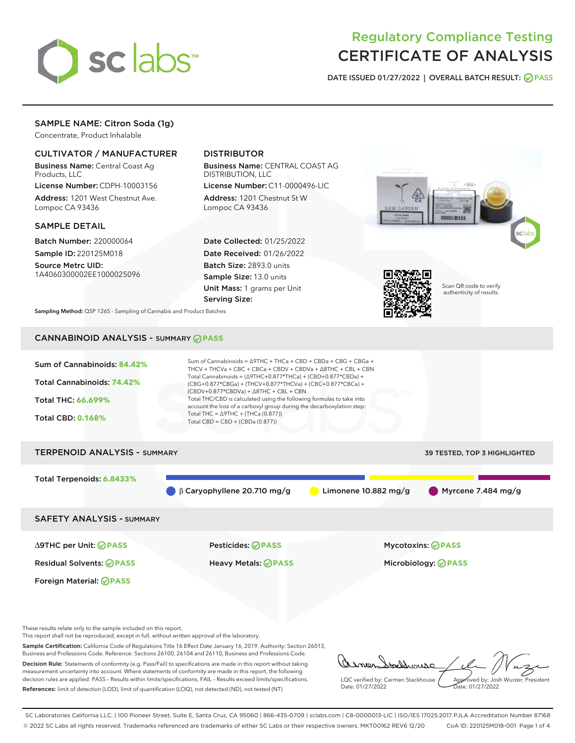# Regulatory Compliance Testing
# CERTIFICATE OF ANALYSIS

DATE ISSUED 01/27/2022 | OVERALL BATCH RESULT: PASS

## SAMPLE NAME: Citron Soda (1g)

Concentrate, Product Inhalable

### CULTIVATOR / MANUFACTURER

**Business Name:** Central Coast Ag Products, LLC

**License Number:** CDPH-10003156

**Address:** 1201 West Chestnut Ave. Lompoc CA 93436

### DISTRIBUTOR

**Business Name:** CENTRAL COAST AG DISTRIBUTION, LLC

**License Number:** C11-0000496-LIC

**Address:** 1201 Chestnut St W Lompoc CA 93436

### SAMPLE DETAIL

**Batch Number:** 220000064

**Sample ID:** 220125M018

**Source Metrc UID:** 1A4060300002EE1000025096

**Date Collected:** 01/25/2022

**Date Received:** 01/26/2022

**Batch Size:** 2893.0 units

**Sample Size:** 13.0 units

**Unit Mass:** 1 grams per Unit

**Serving Size:**

Scan QR code to verify authenticity of results.

**Sampling Method:** QSP 1265 - Sampling of Cannabis and Product Batches

## CANNABINOID ANALYSIS - SUMMARY PASS

Sum of Cannabinoids: **84.42%**

Total Cannabinoids: **74.42%**

Total THC: **66.699%**

Total CBD: **0.168%**

Sum of Cannabinoids = Δ9THC + THCa + CBD + CBDa + CBG + CBGa + THCV + THCVa + CBC + CBCa + CBDV + CBDVa + Δ8THC + CBL + CBN

Total Cannabinoids = (Δ9THC+0.877*THCa) + (CBD+0.877*CBDa) + (CBG+0.877*CBGa) + (THCV+0.877*THCVa) + (CBC+0.877*CBCa) + (CBDV+0.877*CBDVa) + Δ8THC + CBL + CBN

Total THC/CBD is calculated using the following formulas to take into account the loss of a carboxyl group during the decarboxylation step:

Total THC = Δ9THC + (THCa (0.877))

Total CBD = CBD + (CBDa (0.877))

## TERPENOID ANALYSIS - SUMMARY

39 TESTED, TOP 3 HIGHLIGHTED

Total Terpenoids: **6.8433%**

β Caryophyllene 20.710 mg/g | Limonene 10.882 mg/g | Myrcene 7.484 mg/g

## SAFETY ANALYSIS - SUMMARY

| | | |
|---|---|---|
| Δ9THC per Unit: PASS | Pesticides: PASS | Mycotoxins: PASS |
| Residual Solvents: PASS | Heavy Metals: PASS | Microbiology: PASS |
| Foreign Material: PASS | | |

These results relate only to the sample included on this report.
This report shall not be reproduced, except in full, without written approval of the laboratory.

**Sample Certification:** California Code of Regulations Title 16 Effect Date January 16, 2019. Authority: Section 26013, Business and Professions Code. Reference: Sections 26100, 26104 and 26110, Business and Professions Code.

**Decision Rule:** Statements of conformity (e.g. Pass/Fail) to specifications are made in this report without taking measurement uncertainty into account. Where statements of conformity are made in this report, the following decision rules are applied: PASS – Results within limits/specifications, FAIL – Results exceed limits/specifications.

**References:** limit of detection (LOD), limit of quantification (LOQ), not detected (ND), not tested (NT)

LQC verified by: Carmen Stackhouse
Date: 01/27/2022

Approved by: Josh Wurzer, President
Date: 01/27/2022

SC Laboratories California LLC. | 100 Pioneer Street, Suite E, Santa Cruz, CA 95060 | 866-435-0709 | sclabs.com | C8-0000013-LIC | ISO/IES 17025:2017 PJLA Accreditation Number 87168
© 2022 SC Labs all rights reserved. Trademarks referenced are trademarks of either SC Labs or their respective owners. MKT00162 REV6 12/20 CoA ID: 220125M018-001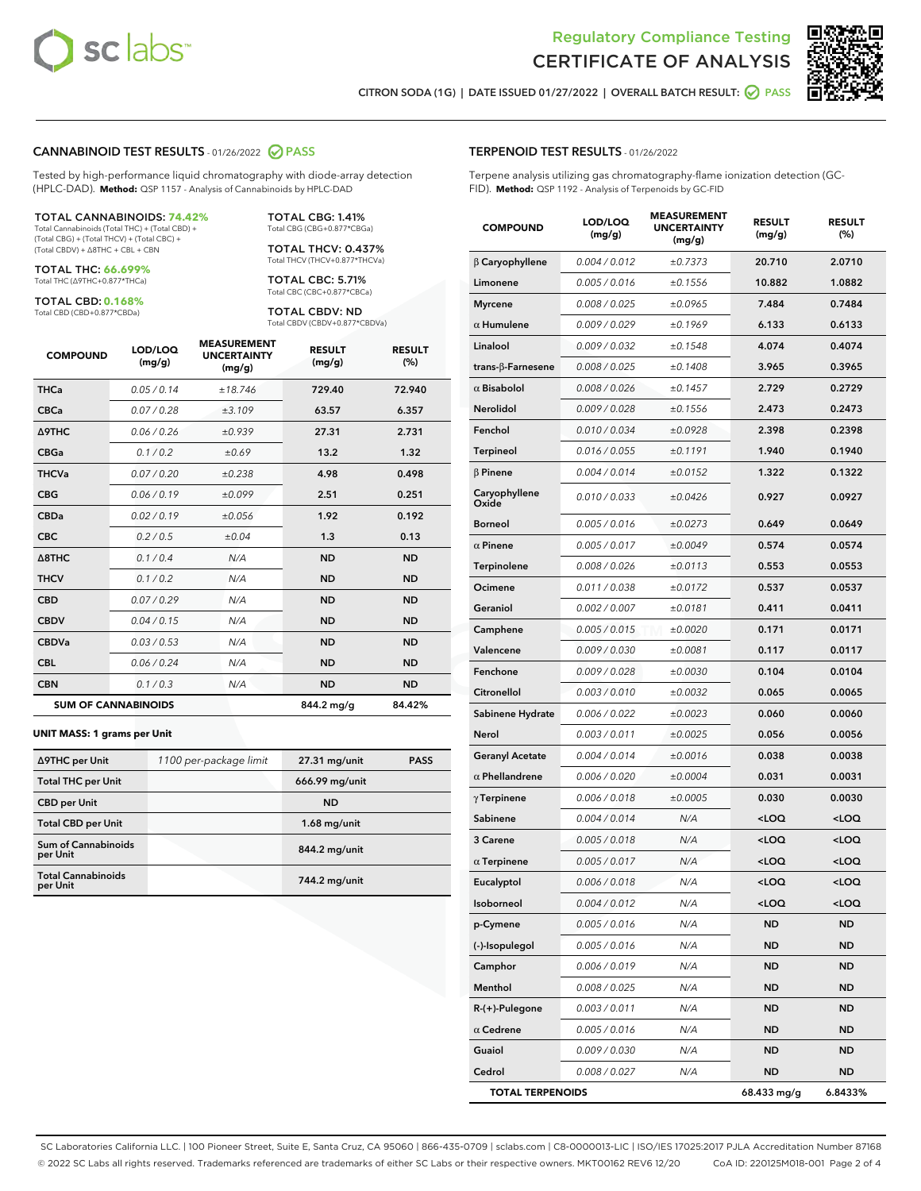Regulatory Compliance Testing
CERTIFICATE OF ANALYSIS

CITRON SODA (1G) | DATE ISSUED 01/27/2022 | OVERALL BATCH RESULT: PASS

## CANNABINOID TEST RESULTS - 01/26/2022 PASS

Tested by high-performance liquid chromatography with diode-array detection (HPLC-DAD). **Method:** QSP 1157 - Analysis of Cannabinoids by HPLC-DAD

**TOTAL CANNABINOIDS: 74.42%**
Total Cannabinoids (Total THC) + (Total CBD) + (Total CBG) + (Total THCV) + (Total CBC) + (Total CBDV) + Δ8THC + CBL + CBN

**TOTAL THC: 66.699%**
Total THC (Δ9THC+0.877*THCa)

**TOTAL CBD: 0.168%**
Total CBD (CBD+0.877*CBDa)

**TOTAL CBG: 1.41%**
Total CBG (CBG+0.877*CBGa)

**TOTAL THCV: 0.437%**
Total THCV (THCV+0.877*THCVa)

**TOTAL CBC: 5.71%**
Total CBC (CBC+0.877*CBCa)

**TOTAL CBDV: ND**
Total CBDV (CBDV+0.877*CBDVa)

| COMPOUND | LOD/LOQ (mg/g) | MEASUREMENT UNCERTAINTY (mg/g) | RESULT (mg/g) | RESULT (%) |
|---|---|---|---|---|
| THCa | 0.05 / 0.14 | ±18.746 | 729.40 | 72.940 |
| CBCa | 0.07 / 0.28 | ±3.109 | 63.57 | 6.357 |
| Δ9THC | 0.06 / 0.26 | ±0.939 | 27.31 | 2.731 |
| CBGa | 0.1 / 0.2 | ±0.69 | 13.2 | 1.32 |
| THCVa | 0.07 / 0.20 | ±0.238 | 4.98 | 0.498 |
| CBG | 0.06 / 0.19 | ±0.099 | 2.51 | 0.251 |
| CBDa | 0.02 / 0.19 | ±0.056 | 1.92 | 0.192 |
| CBC | 0.2 / 0.5 | ±0.04 | 1.3 | 0.13 |
| Δ8THC | 0.1 / 0.4 | N/A | ND | ND |
| THCV | 0.1 / 0.2 | N/A | ND | ND |
| CBD | 0.07 / 0.29 | N/A | ND | ND |
| CBDV | 0.04 / 0.15 | N/A | ND | ND |
| CBDVa | 0.03 / 0.53 | N/A | ND | ND |
| CBL | 0.06 / 0.24 | N/A | ND | ND |
| CBN | 0.1 / 0.3 | N/A | ND | ND |
| **SUM OF CANNABINOIDS** | | | **844.2 mg/g** | **84.42%** |

**UNIT MASS: 1 grams per Unit**

| | | | |
|---|---|---|---|
| Δ9THC per Unit | 1100 per-package limit | 27.31 mg/unit | PASS |
| Total THC per Unit | | 666.99 mg/unit | |
| CBD per Unit | | ND | |
| Total CBD per Unit | | 1.68 mg/unit | |
| Sum of Cannabinoids per Unit | | 844.2 mg/unit | |
| Total Cannabinoids per Unit | | 744.2 mg/unit | |

## TERPENOID TEST RESULTS - 01/26/2022

Terpene analysis utilizing gas chromatography-flame ionization detection (GC-FID). **Method:** QSP 1192 - Analysis of Terpenoids by GC-FID

| COMPOUND | LOD/LOQ (mg/g) | MEASUREMENT UNCERTAINTY (mg/g) | RESULT (mg/g) | RESULT (%) |
|---|---|---|---|---|
| β Caryophyllene | 0.004 / 0.012 | ±0.7373 | 20.710 | 2.0710 |
| Limonene | 0.005 / 0.016 | ±0.1556 | 10.882 | 1.0882 |
| Myrcene | 0.008 / 0.025 | ±0.0965 | 7.484 | 0.7484 |
| α Humulene | 0.009 / 0.029 | ±0.1969 | 6.133 | 0.6133 |
| Linalool | 0.009 / 0.032 | ±0.1548 | 4.074 | 0.4074 |
| trans-β-Farnesene | 0.008 / 0.025 | ±0.1408 | 3.965 | 0.3965 |
| α Bisabolol | 0.008 / 0.026 | ±0.1457 | 2.729 | 0.2729 |
| Nerolidol | 0.009 / 0.028 | ±0.1556 | 2.473 | 0.2473 |
| Fenchol | 0.010 / 0.034 | ±0.0928 | 2.398 | 0.2398 |
| Terpineol | 0.016 / 0.055 | ±0.1191 | 1.940 | 0.1940 |
| β Pinene | 0.004 / 0.014 | ±0.0152 | 1.322 | 0.1322 |
| Caryophyllene Oxide | 0.010 / 0.033 | ±0.0426 | 0.927 | 0.0927 |
| Borneol | 0.005 / 0.016 | ±0.0273 | 0.649 | 0.0649 |
| α Pinene | 0.005 / 0.017 | ±0.0049 | 0.574 | 0.0574 |
| Terpinolene | 0.008 / 0.026 | ±0.0113 | 0.553 | 0.0553 |
| Ocimene | 0.011 / 0.038 | ±0.0172 | 0.537 | 0.0537 |
| Geraniol | 0.002 / 0.007 | ±0.0181 | 0.411 | 0.0411 |
| Camphene | 0.005 / 0.015 | ±0.0020 | 0.171 | 0.0171 |
| Valencene | 0.009 / 0.030 | ±0.0081 | 0.117 | 0.0117 |
| Fenchone | 0.009 / 0.028 | ±0.0030 | 0.104 | 0.0104 |
| Citronellol | 0.003 / 0.010 | ±0.0032 | 0.065 | 0.0065 |
| Sabinene Hydrate | 0.006 / 0.022 | ±0.0023 | 0.060 | 0.0060 |
| Nerol | 0.003 / 0.011 | ±0.0025 | 0.056 | 0.0056 |
| Geranyl Acetate | 0.004 / 0.014 | ±0.0016 | 0.038 | 0.0038 |
| α Phellandrene | 0.006 / 0.020 | ±0.0004 | 0.031 | 0.0031 |
| γ Terpinene | 0.006 / 0.018 | ±0.0005 | 0.030 | 0.0030 |
| Sabinene | 0.004 / 0.014 | N/A | <LOQ | <LOQ |
| 3 Carene | 0.005 / 0.018 | N/A | <LOQ | <LOQ |
| α Terpinene | 0.005 / 0.017 | N/A | <LOQ | <LOQ |
| Eucalyptol | 0.006 / 0.018 | N/A | <LOQ | <LOQ |
| Isoborneol | 0.004 / 0.012 | N/A | <LOQ | <LOQ |
| p-Cymene | 0.005 / 0.016 | N/A | ND | ND |
| (-)-Isopulegol | 0.005 / 0.016 | N/A | ND | ND |
| Camphor | 0.006 / 0.019 | N/A | ND | ND |
| Menthol | 0.008 / 0.025 | N/A | ND | ND |
| R-(+)-Pulegone | 0.003 / 0.011 | N/A | ND | ND |
| α Cedrene | 0.005 / 0.016 | N/A | ND | ND |
| Guaiol | 0.009 / 0.030 | N/A | ND | ND |
| Cedrol | 0.008 / 0.027 | N/A | ND | ND |
| **TOTAL TERPENOIDS** | | | **68.433 mg/g** | **6.8433%** |

SC Laboratories California LLC. | 100 Pioneer Street, Suite E, Santa Cruz, CA 95060 | 866-435-0709 | sclabs.com | C8-0000013-LIC | ISO/IES 17025:2017 PJLA Accreditation Number 87168
© 2022 SC Labs all rights reserved. Trademarks referenced are trademarks of either SC Labs or their respective owners. MKT00162 REV6 12/20 CoA ID: 220125M018-001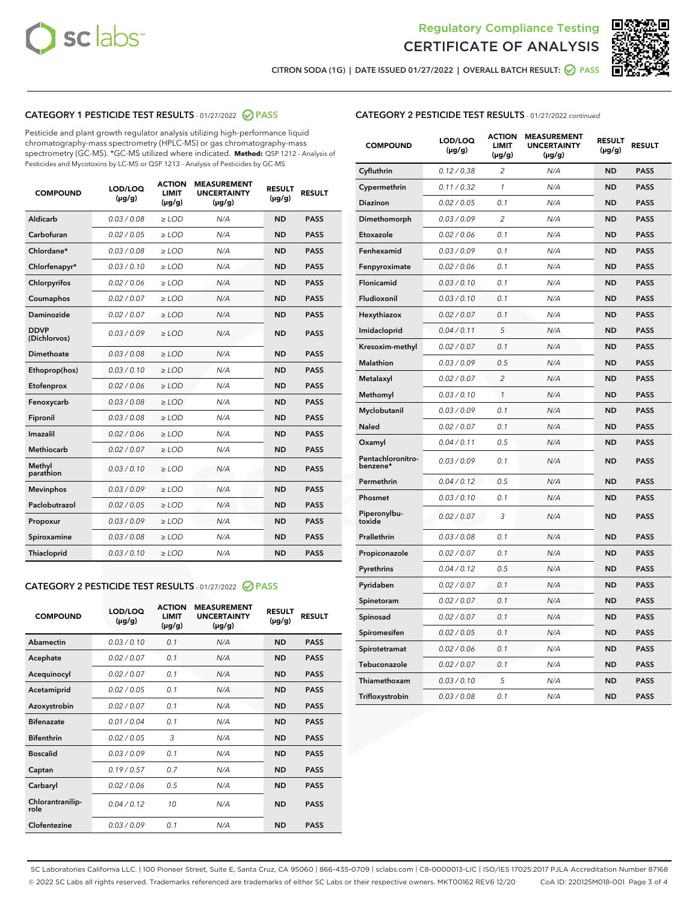# Regulatory Compliance Testing
# CERTIFICATE OF ANALYSIS

CITRON SODA (1G) | DATE ISSUED 01/27/2022 | OVERALL BATCH RESULT: PASS

## CATEGORY 1 PESTICIDE TEST RESULTS - 01/27/2022 PASS

Pesticide and plant growth regulator analysis utilizing high-performance liquid chromatography-mass spectrometry (HPLC-MS) or gas chromatography-mass spectrometry (GC-MS). *GC-MS utilized where indicated. **Method:** QSP 1212 - Analysis of Pesticides and Mycotoxins by LC-MS or QSP 1213 - Analysis of Pesticides by GC-MS

| COMPOUND | LOD/LOQ (µg/g) | ACTION LIMIT (µg/g) | MEASUREMENT UNCERTAINTY (µg/g) | RESULT (µg/g) | RESULT |
|---|---|---|---|---|---|
| Aldicarb | 0.03 / 0.08 | ≥ LOD | N/A | ND | PASS |
| Carbofuran | 0.02 / 0.05 | ≥ LOD | N/A | ND | PASS |
| Chlordane* | 0.03 / 0.08 | ≥ LOD | N/A | ND | PASS |
| Chlorfenapyr* | 0.03 / 0.10 | ≥ LOD | N/A | ND | PASS |
| Chlorpyrifos | 0.02 / 0.06 | ≥ LOD | N/A | ND | PASS |
| Coumaphos | 0.02 / 0.07 | ≥ LOD | N/A | ND | PASS |
| Daminozide | 0.02 / 0.07 | ≥ LOD | N/A | ND | PASS |
| DDVP (Dichlorvos) | 0.03 / 0.09 | ≥ LOD | N/A | ND | PASS |
| Dimethoate | 0.03 / 0.08 | ≥ LOD | N/A | ND | PASS |
| Ethoprop(hos) | 0.03 / 0.10 | ≥ LOD | N/A | ND | PASS |
| Etofenprox | 0.02 / 0.06 | ≥ LOD | N/A | ND | PASS |
| Fenoxycarb | 0.03 / 0.08 | ≥ LOD | N/A | ND | PASS |
| Fipronil | 0.03 / 0.08 | ≥ LOD | N/A | ND | PASS |
| Imazalil | 0.02 / 0.06 | ≥ LOD | N/A | ND | PASS |
| Methiocarb | 0.02 / 0.07 | ≥ LOD | N/A | ND | PASS |
| Methyl parathion | 0.03 / 0.10 | ≥ LOD | N/A | ND | PASS |
| Mevinphos | 0.03 / 0.09 | ≥ LOD | N/A | ND | PASS |
| Paclobutrazol | 0.02 / 0.05 | ≥ LOD | N/A | ND | PASS |
| Propoxur | 0.03 / 0.09 | ≥ LOD | N/A | ND | PASS |
| Spiroxamine | 0.03 / 0.08 | ≥ LOD | N/A | ND | PASS |
| Thiacloprid | 0.03 / 0.10 | ≥ LOD | N/A | ND | PASS |

## CATEGORY 2 PESTICIDE TEST RESULTS - 01/27/2022 PASS

| COMPOUND | LOD/LOQ (µg/g) | ACTION LIMIT (µg/g) | MEASUREMENT UNCERTAINTY (µg/g) | RESULT (µg/g) | RESULT |
|---|---|---|---|---|---|
| Abamectin | 0.03 / 0.10 | 0.1 | N/A | ND | PASS |
| Acephate | 0.02 / 0.07 | 0.1 | N/A | ND | PASS |
| Acequinocyl | 0.02 / 0.07 | 0.1 | N/A | ND | PASS |
| Acetamiprid | 0.02 / 0.05 | 0.1 | N/A | ND | PASS |
| Azoxystrobin | 0.02 / 0.07 | 0.1 | N/A | ND | PASS |
| Bifenazate | 0.01 / 0.04 | 0.1 | N/A | ND | PASS |
| Bifenthrin | 0.02 / 0.05 | 3 | N/A | ND | PASS |
| Boscalid | 0.03 / 0.09 | 0.1 | N/A | ND | PASS |
| Captan | 0.19 / 0.57 | 0.7 | N/A | ND | PASS |
| Carbaryl | 0.02 / 0.06 | 0.5 | N/A | ND | PASS |
| Chlorantraniliprole | 0.04 / 0.12 | 10 | N/A | ND | PASS |
| Clofentezine | 0.03 / 0.09 | 0.1 | N/A | ND | PASS |
| Cyfluthrin | 0.12 / 0.38 | 2 | N/A | ND | PASS |
| Cypermethrin | 0.11 / 0.32 | 1 | N/A | ND | PASS |
| Diazinon | 0.02 / 0.05 | 0.1 | N/A | ND | PASS |
| Dimethomorph | 0.03 / 0.09 | 2 | N/A | ND | PASS |
| Etoxazole | 0.02 / 0.06 | 0.1 | N/A | ND | PASS |
| Fenhexamid | 0.03 / 0.09 | 0.1 | N/A | ND | PASS |
| Fenpyroximate | 0.02 / 0.06 | 0.1 | N/A | ND | PASS |
| Flonicamid | 0.03 / 0.10 | 0.1 | N/A | ND | PASS |
| Fludioxonil | 0.03 / 0.10 | 0.1 | N/A | ND | PASS |
| Hexythiazox | 0.02 / 0.07 | 0.1 | N/A | ND | PASS |
| Imidacloprid | 0.04 / 0.11 | 5 | N/A | ND | PASS |
| Kresoxim-methyl | 0.02 / 0.07 | 0.1 | N/A | ND | PASS |
| Malathion | 0.03 / 0.09 | 0.5 | N/A | ND | PASS |
| Metalaxyl | 0.02 / 0.07 | 2 | N/A | ND | PASS |
| Methomyl | 0.03 / 0.10 | 1 | N/A | ND | PASS |
| Myclobutanil | 0.03 / 0.09 | 0.1 | N/A | ND | PASS |
| Naled | 0.02 / 0.07 | 0.1 | N/A | ND | PASS |
| Oxamyl | 0.04 / 0.11 | 0.5 | N/A | ND | PASS |
| Pentachloronitrobenzene* | 0.03 / 0.09 | 0.1 | N/A | ND | PASS |
| Permethrin | 0.04 / 0.12 | 0.5 | N/A | ND | PASS |
| Phosmet | 0.03 / 0.10 | 0.1 | N/A | ND | PASS |
| Piperonylbutoxide | 0.02 / 0.07 | 3 | N/A | ND | PASS |
| Prallethrin | 0.03 / 0.08 | 0.1 | N/A | ND | PASS |
| Propiconazole | 0.02 / 0.07 | 0.1 | N/A | ND | PASS |
| Pyrethrins | 0.04 / 0.12 | 0.5 | N/A | ND | PASS |
| Pyridaben | 0.02 / 0.07 | 0.1 | N/A | ND | PASS |
| Spinetoram | 0.02 / 0.07 | 0.1 | N/A | ND | PASS |
| Spinosad | 0.02 / 0.07 | 0.1 | N/A | ND | PASS |
| Spiromesifen | 0.02 / 0.05 | 0.1 | N/A | ND | PASS |
| Spirotetramat | 0.02 / 0.06 | 0.1 | N/A | ND | PASS |
| Tebuconazole | 0.02 / 0.07 | 0.1 | N/A | ND | PASS |
| Thiamethoxam | 0.03 / 0.10 | 5 | N/A | ND | PASS |
| Trifloxystrobin | 0.03 / 0.08 | 0.1 | N/A | ND | PASS |

SC Laboratories California LLC. | 100 Pioneer Street, Suite E, Santa Cruz, CA 95060 | 866-435-0709 | sclabs.com | C8-0000013-LIC | ISO/IES 17025:2017 PJLA Accreditation Number 87168
© 2022 SC Labs all rights reserved. Trademarks referenced are trademarks of either SC Labs or their respective owners. MKT00162 REV6 12/20 CoA ID: 220125M018-001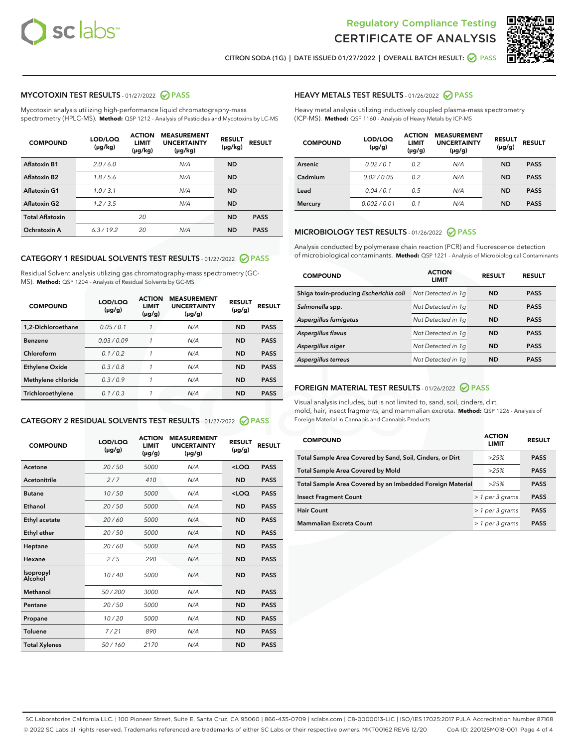Regulatory Compliance Testing

# CERTIFICATE OF ANALYSIS

CITRON SODA (1G) | DATE ISSUED 01/27/2022 | OVERALL BATCH RESULT: PASS

## MYCOTOXIN TEST RESULTS - 01/27/2022 PASS

Mycotoxin analysis utilizing high-performance liquid chromatography-mass spectrometry (HPLC-MS). **Method:** QSP 1212 - Analysis of Pesticides and Mycotoxins by LC-MS

| COMPOUND | LOD/LOQ (μg/kg) | ACTION LIMIT (μg/kg) | MEASUREMENT UNCERTAINTY (μg/kg) | RESULT (μg/kg) | RESULT |
|---|---|---|---|---|---|
| Aflatoxin B1 | 2.0 / 6.0 | | N/A | ND | |
| Aflatoxin B2 | 1.8 / 5.6 | | N/A | ND | |
| Aflatoxin G1 | 1.0 / 3.1 | | N/A | ND | |
| Aflatoxin G2 | 1.2 / 3.5 | | N/A | ND | |
| Total Aflatoxin | | 20 | | ND | PASS |
| Ochratoxin A | 6.3 / 19.2 | 20 | N/A | ND | PASS |

## CATEGORY 1 RESIDUAL SOLVENTS TEST RESULTS - 01/27/2022 PASS

Residual Solvent analysis utilizing gas chromatography-mass spectrometry (GC-MS). **Method:** QSP 1204 - Analysis of Residual Solvents by GC-MS

| COMPOUND | LOD/LOQ (μg/g) | ACTION LIMIT (μg/g) | MEASUREMENT UNCERTAINTY (μg/g) | RESULT (μg/g) | RESULT |
|---|---|---|---|---|---|
| 1,2-Dichloroethane | 0.05 / 0.1 | 1 | N/A | ND | PASS |
| Benzene | 0.03 / 0.09 | 1 | N/A | ND | PASS |
| Chloroform | 0.1 / 0.2 | 1 | N/A | ND | PASS |
| Ethylene Oxide | 0.3 / 0.8 | 1 | N/A | ND | PASS |
| Methylene chloride | 0.3 / 0.9 | 1 | N/A | ND | PASS |
| Trichloroethylene | 0.1 / 0.3 | 1 | N/A | ND | PASS |

## CATEGORY 2 RESIDUAL SOLVENTS TEST RESULTS - 01/27/2022 PASS

| COMPOUND | LOD/LOQ (μg/g) | ACTION LIMIT (μg/g) | MEASUREMENT UNCERTAINTY (μg/g) | RESULT (μg/g) | RESULT |
|---|---|---|---|---|---|
| Acetone | 20 / 50 | 5000 | N/A | <LOQ | PASS |
| Acetonitrile | 2 / 7 | 410 | N/A | ND | PASS |
| Butane | 10 / 50 | 5000 | N/A | <LOQ | PASS |
| Ethanol | 20 / 50 | 5000 | N/A | ND | PASS |
| Ethyl acetate | 20 / 60 | 5000 | N/A | ND | PASS |
| Ethyl ether | 20 / 50 | 5000 | N/A | ND | PASS |
| Heptane | 20 / 60 | 5000 | N/A | ND | PASS |
| Hexane | 2 / 5 | 290 | N/A | ND | PASS |
| Isopropyl Alcohol | 10 / 40 | 5000 | N/A | ND | PASS |
| Methanol | 50 / 200 | 3000 | N/A | ND | PASS |
| Pentane | 20 / 50 | 5000 | N/A | ND | PASS |
| Propane | 10 / 20 | 5000 | N/A | ND | PASS |
| Toluene | 7 / 21 | 890 | N/A | ND | PASS |
| Total Xylenes | 50 / 160 | 2170 | N/A | ND | PASS |

## HEAVY METALS TEST RESULTS - 01/26/2022 PASS

Heavy metal analysis utilizing inductively coupled plasma-mass spectrometry (ICP-MS). **Method:** QSP 1160 - Analysis of Heavy Metals by ICP-MS

| COMPOUND | LOD/LOQ (μg/g) | ACTION LIMIT (μg/g) | MEASUREMENT UNCERTAINTY (μg/g) | RESULT (μg/g) | RESULT |
|---|---|---|---|---|---|
| Arsenic | 0.02 / 0.1 | 0.2 | N/A | ND | PASS |
| Cadmium | 0.02 / 0.05 | 0.2 | N/A | ND | PASS |
| Lead | 0.04 / 0.1 | 0.5 | N/A | ND | PASS |
| Mercury | 0.002 / 0.01 | 0.1 | N/A | ND | PASS |

## MICROBIOLOGY TEST RESULTS - 01/26/2022 PASS

Analysis conducted by polymerase chain reaction (PCR) and fluorescence detection of microbiological contaminants. **Method:** QSP 1221 - Analysis of Microbiological Contaminants

| COMPOUND | ACTION LIMIT | RESULT | RESULT |
|---|---|---|---|
| Shiga toxin-producing *Escherichia coli* | Not Detected in 1g | ND | PASS |
| *Salmonella* spp. | Not Detected in 1g | ND | PASS |
| *Aspergillus fumigatus* | Not Detected in 1g | ND | PASS |
| *Aspergillus flavus* | Not Detected in 1g | ND | PASS |
| *Aspergillus niger* | Not Detected in 1g | ND | PASS |
| *Aspergillus terreus* | Not Detected in 1g | ND | PASS |

## FOREIGN MATERIAL TEST RESULTS - 01/26/2022 PASS

Visual analysis includes, but is not limited to, sand, soil, cinders, dirt, mold, hair, insect fragments, and mammalian excreta. **Method:** QSP 1226 - Analysis of Foreign Material in Cannabis and Cannabis Products

| COMPOUND | ACTION LIMIT | RESULT |
|---|---|---|
| Total Sample Area Covered by Sand, Soil, Cinders, or Dirt | >25% | PASS |
| Total Sample Area Covered by Mold | >25% | PASS |
| Total Sample Area Covered by an Imbedded Foreign Material | >25% | PASS |
| Insect Fragment Count | > 1 per 3 grams | PASS |
| Hair Count | > 1 per 3 grams | PASS |
| Mammalian Excreta Count | > 1 per 3 grams | PASS |

SC Laboratories California LLC. | 100 Pioneer Street, Suite E, Santa Cruz, CA 95060 | 866-435-0709 | sclabs.com | C8-0000013-LIC | ISO/IES 17025:2017 PJLA Accreditation Number 87168
© 2022 SC Labs all rights reserved. Trademarks referenced are trademarks of either SC Labs or their respective owners. MKT00162 REV6 12/20 CoA ID: 220125M018-001